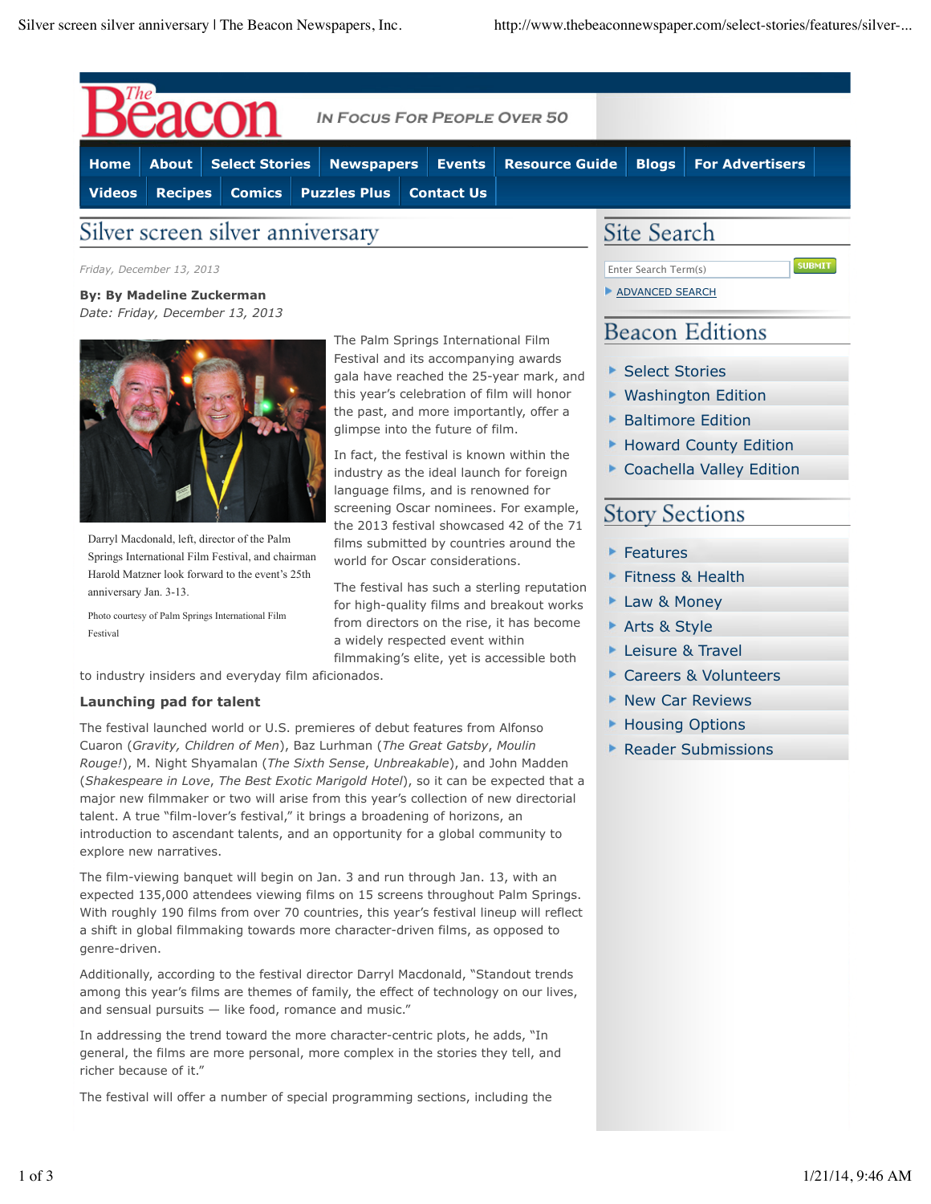# Silver screen silver anniversary

*Friday, December 13, 2013*

**By: By Madeline Zuckerman**
*Date: Friday, December 13, 2013*

Darryl Macdonald, left, director of the Palm Springs International Film Festival, and chairman Harold Matzner look forward to the event's 25th anniversary Jan. 3-13.

Photo courtesy of Palm Springs International Film Festival

The Palm Springs International Film Festival and its accompanying awards gala have reached the 25-year mark, and this year's celebration of film will honor the past, and more importantly, offer a glimpse into the future of film.

In fact, the festival is known within the industry as the ideal launch for foreign language films, and is renowned for screening Oscar nominees. For example, the 2013 festival showcased 42 of the 71 films submitted by countries around the world for Oscar considerations.

The festival has such a sterling reputation for high-quality films and breakout works from directors on the rise, it has become a widely respected event within filmmaking's elite, yet is accessible both to industry insiders and everyday film aficionados.

**Launching pad for talent**

The festival launched world or U.S. premieres of debut features from Alfonso Cuaron (*Gravity*, *Children of Men*), Baz Lurhman (*The Great Gatsby*, *Moulin Rouge!*), M. Night Shyamalan (*The Sixth Sense*, *Unbreakable*), and John Madden (*Shakespeare in Love*, *The Best Exotic Marigold Hotel*), so it can be expected that a major new filmmaker or two will arise from this year's collection of new directorial talent. A true "film-lover's festival," it brings a broadening of horizons, an introduction to ascendant talents, and an opportunity for a global community to explore new narratives.

The film-viewing banquet will begin on Jan. 3 and run through Jan. 13, with an expected 135,000 attendees viewing films on 15 screens throughout Palm Springs. With roughly 190 films from over 70 countries, this year's festival lineup will reflect a shift in global filmmaking towards more character-driven films, as opposed to genre-driven.

Additionally, according to the festival director Darryl Macdonald, "Standout trends among this year's films are themes of family, the effect of technology on our lives, and sensual pursuits — like food, romance and music."

In addressing the trend toward the more character-centric plots, he adds, "In general, the films are more personal, more complex in the stories they tell, and richer because of it."

The festival will offer a number of special programming sections, including the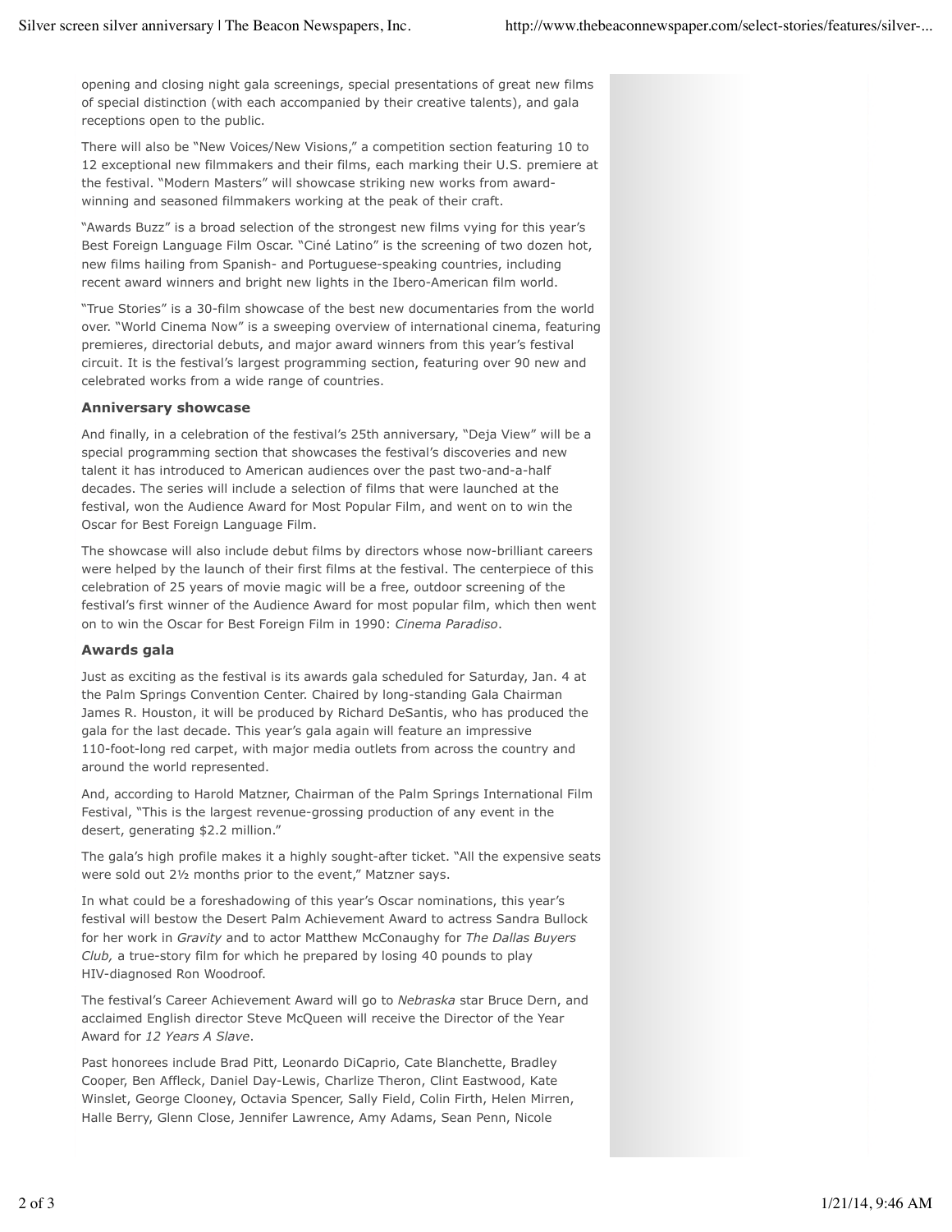opening and closing night gala screenings, special presentations of great new films of special distinction (with each accompanied by their creative talents), and gala receptions open to the public.

There will also be "New Voices/New Visions," a competition section featuring 10 to 12 exceptional new filmmakers and their films, each marking their U.S. premiere at the festival. "Modern Masters" will showcase striking new works from award-winning and seasoned filmmakers working at the peak of their craft.

"Awards Buzz" is a broad selection of the strongest new films vying for this year's Best Foreign Language Film Oscar. "Ciné Latino" is the screening of two dozen hot, new films hailing from Spanish- and Portuguese-speaking countries, including recent award winners and bright new lights in the Ibero-American film world.

"True Stories" is a 30-film showcase of the best new documentaries from the world over. "World Cinema Now" is a sweeping overview of international cinema, featuring premieres, directorial debuts, and major award winners from this year's festival circuit. It is the festival's largest programming section, featuring over 90 new and celebrated works from a wide range of countries.

### Anniversary showcase

And finally, in a celebration of the festival's 25th anniversary, "Deja View" will be a special programming section that showcases the festival's discoveries and new talent it has introduced to American audiences over the past two-and-a-half decades. The series will include a selection of films that were launched at the festival, won the Audience Award for Most Popular Film, and went on to win the Oscar for Best Foreign Language Film.

The showcase will also include debut films by directors whose now-brilliant careers were helped by the launch of their first films at the festival. The centerpiece of this celebration of 25 years of movie magic will be a free, outdoor screening of the festival's first winner of the Audience Award for most popular film, which then went on to win the Oscar for Best Foreign Film in 1990: *Cinema Paradiso*.

### Awards gala

Just as exciting as the festival is its awards gala scheduled for Saturday, Jan. 4 at the Palm Springs Convention Center. Chaired by long-standing Gala Chairman James R. Houston, it will be produced by Richard DeSantis, who has produced the gala for the last decade. This year's gala again will feature an impressive 110-foot-long red carpet, with major media outlets from across the country and around the world represented.

And, according to Harold Matzner, Chairman of the Palm Springs International Film Festival, "This is the largest revenue-grossing production of any event in the desert, generating $2.2 million."

The gala's high profile makes it a highly sought-after ticket. "All the expensive seats were sold out 2½ months prior to the event," Matzner says.

In what could be a foreshadowing of this year's Oscar nominations, this year's festival will bestow the Desert Palm Achievement Award to actress Sandra Bullock for her work in *Gravity* and to actor Matthew McConaughy for *The Dallas Buyers Club,* a true-story film for which he prepared by losing 40 pounds to play HIV-diagnosed Ron Woodroof.

The festival's Career Achievement Award will go to *Nebraska* star Bruce Dern, and acclaimed English director Steve McQueen will receive the Director of the Year Award for *12 Years A Slave*.

Past honorees include Brad Pitt, Leonardo DiCaprio, Cate Blanchette, Bradley Cooper, Ben Affleck, Daniel Day-Lewis, Charlize Theron, Clint Eastwood, Kate Winslet, George Clooney, Octavia Spencer, Sally Field, Colin Firth, Helen Mirren, Halle Berry, Glenn Close, Jennifer Lawrence, Amy Adams, Sean Penn, Nicole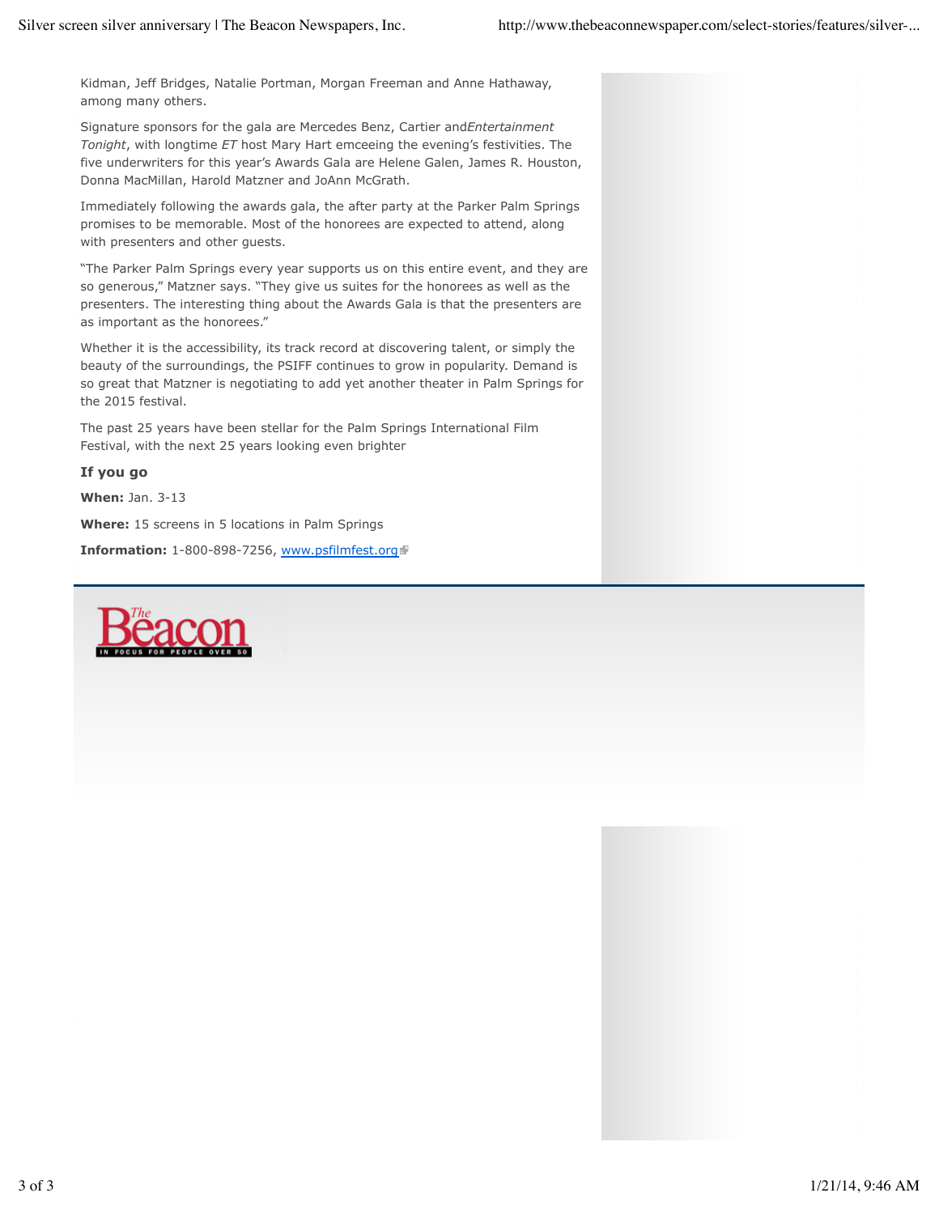Kidman, Jeff Bridges, Natalie Portman, Morgan Freeman and Anne Hathaway, among many others.

Signature sponsors for the gala are Mercedes Benz, Cartier and*Entertainment Tonight*, with longtime *ET* host Mary Hart emceeing the evening's festivities. The five underwriters for this year's Awards Gala are Helene Galen, James R. Houston, Donna MacMillan, Harold Matzner and JoAnn McGrath.

Immediately following the awards gala, the after party at the Parker Palm Springs promises to be memorable. Most of the honorees are expected to attend, along with presenters and other guests.

"The Parker Palm Springs every year supports us on this entire event, and they are so generous," Matzner says. "They give us suites for the honorees as well as the presenters. The interesting thing about the Awards Gala is that the presenters are as important as the honorees."

Whether it is the accessibility, its track record at discovering talent, or simply the beauty of the surroundings, the PSIFF continues to grow in popularity. Demand is so great that Matzner is negotiating to add yet another theater in Palm Springs for the 2015 festival.

The past 25 years have been stellar for the Palm Springs International Film Festival, with the next 25 years looking even brighter

**If you go**

**When:** Jan. 3-13

**Where:** 15 screens in 5 locations in Palm Springs

**Information:** 1-800-898-7256, www.psfilmfest.org

The Beacon

IN FOCUS FOR PEOPLE OVER 50